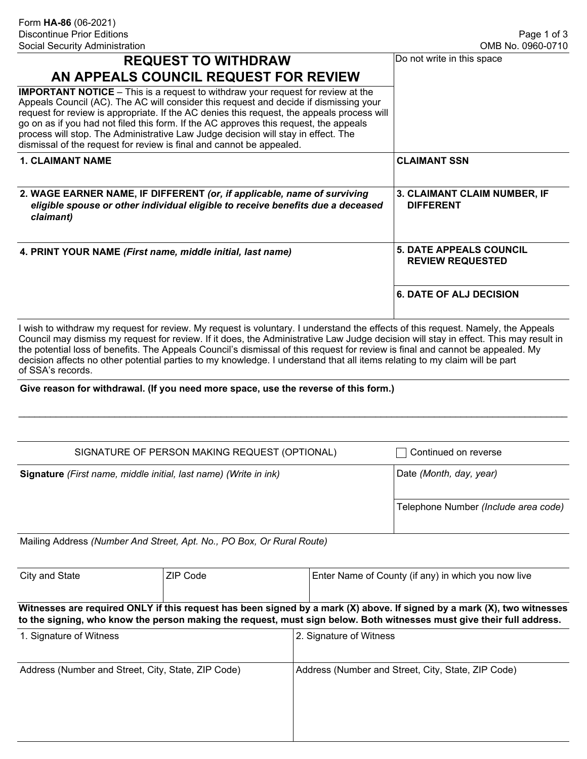Form **HA-86** (06-2021)
Discontinue Prior Editions
Social Security Administration

OMB No. 0960-0710

# REQUEST TO WITHDRAW AN APPEALS COUNCIL REQUEST FOR REVIEW

Do not write in this space

**IMPORTANT NOTICE** – This is a request to withdraw your request for review at the Appeals Council (AC). The AC will consider this request and decide if dismissing your request for review is appropriate. If the AC denies this request, the appeals process will go on as if you had not filed this form. If the AC approves this request, the appeals process will stop. The Administrative Law Judge decision will stay in effect. The dismissal of the request for review is final and cannot be appealed.

| | |
|---|---|
| **1. CLAIMANT NAME** | **CLAIMANT SSN** |
| **2. WAGE EARNER NAME, IF DIFFERENT** ***(or, if applicable, name of surviving eligible spouse or other individual eligible to receive benefits due a deceased claimant)*** | **3. CLAIMANT CLAIM NUMBER, IF DIFFERENT** |
| **4. PRINT YOUR NAME** ***(First name, middle initial, last name)*** | **5. DATE APPEALS COUNCIL REVIEW REQUESTED** |
| | **6. DATE OF ALJ DECISION** |

I wish to withdraw my request for review. My request is voluntary. I understand the effects of this request. Namely, the Appeals Council may dismiss my request for review. If it does, the Administrative Law Judge decision will stay in effect. This may result in the potential loss of benefits. The Appeals Council's dismissal of this request for review is final and cannot be appealed. My decision affects no other potential parties to my knowledge. I understand that all items relating to my claim will be part of SSA's records.

**Give reason for withdrawal. (If you need more space, use the reverse of this form.)**

\_\_\_\_\_\_\_\_\_\_\_\_\_\_\_\_\_\_\_\_\_\_\_\_\_\_\_\_\_\_\_\_\_\_\_\_\_\_\_\_\_\_\_\_\_\_\_\_\_\_\_\_\_\_\_\_\_\_\_\_\_\_\_\_\_\_\_\_\_\_\_\_\_\_\_\_\_\_\_\_\_\_

| SIGNATURE OF PERSON MAKING REQUEST (OPTIONAL) | ☐ Continued on reverse |
|---|---|
| **Signature** *(First name, middle initial, last name) (Write in ink)* | Date *(Month, day, year)* |
| | Telephone Number *(Include area code)* |

Mailing Address *(Number And Street, Apt. No., PO Box, Or Rural Route)*

| City and State | ZIP Code | Enter Name of County (if any) in which you now live |
|---|---|---|
| | | |

**Witnesses are required ONLY if this request has been signed by a mark (X) above. If signed by a mark (X), two witnesses to the signing, who know the person making the request, must sign below. Both witnesses must give their full address.**

| 1. Signature of Witness | 2. Signature of Witness |
|---|---|
| Address (Number and Street, City, State, ZIP Code) | Address (Number and Street, City, State, ZIP Code) |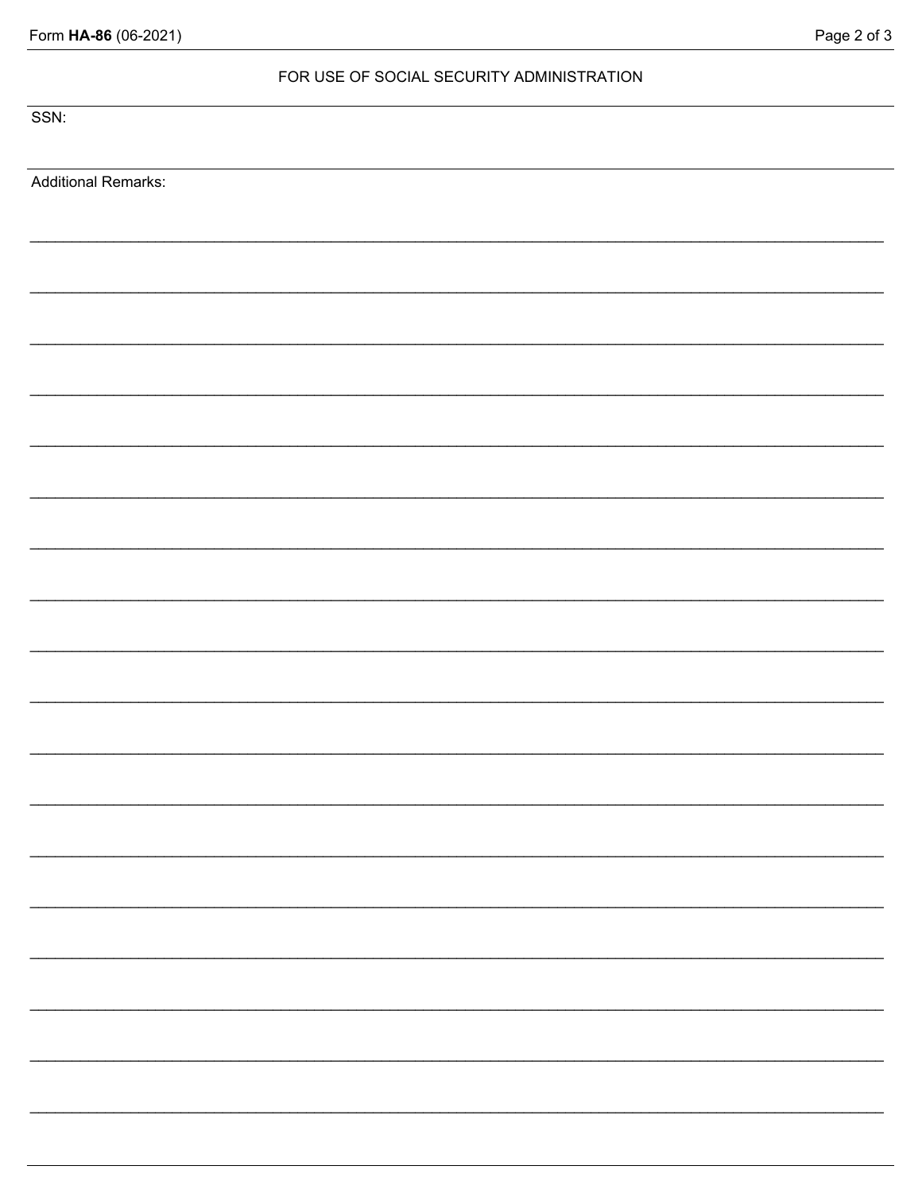FOR USE OF SOCIAL SECURITY ADMINISTRATION

SSN:

Additional Remarks:

______________________________________________________________________________

______________________________________________________________________________

______________________________________________________________________________

______________________________________________________________________________

______________________________________________________________________________

______________________________________________________________________________

______________________________________________________________________________

______________________________________________________________________________

______________________________________________________________________________

______________________________________________________________________________

______________________________________________________________________________

______________________________________________________________________________

______________________________________________________________________________

______________________________________________________________________________

______________________________________________________________________________

______________________________________________________________________________

______________________________________________________________________________

______________________________________________________________________________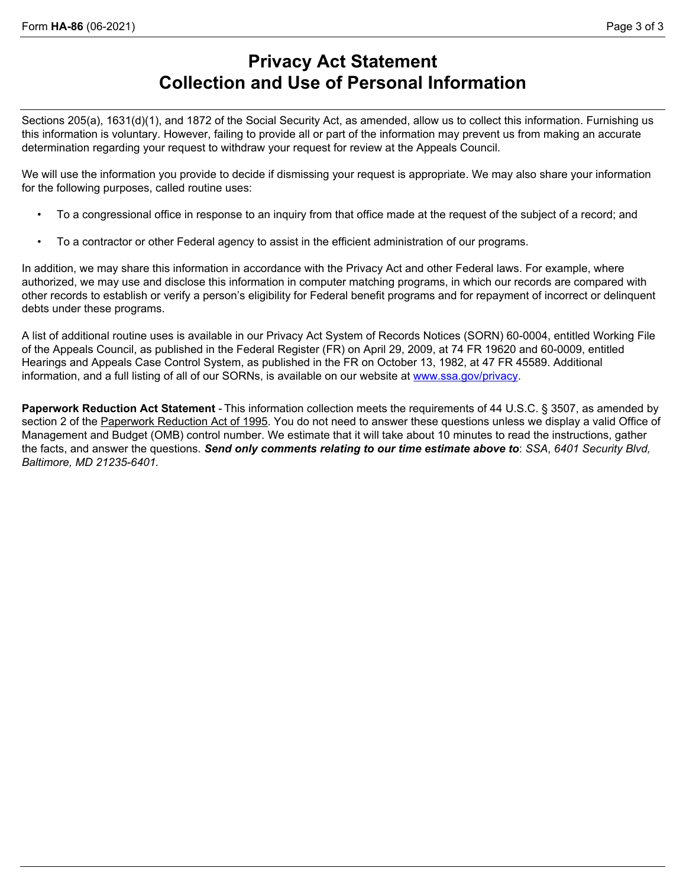# Privacy Act Statement
# Collection and Use of Personal Information

Sections 205(a), 1631(d)(1), and 1872 of the Social Security Act, as amended, allow us to collect this information. Furnishing us this information is voluntary. However, failing to provide all or part of the information may prevent us from making an accurate determination regarding your request to withdraw your request for review at the Appeals Council.

We will use the information you provide to decide if dismissing your request is appropriate. We may also share your information for the following purposes, called routine uses:

- To a congressional office in response to an inquiry from that office made at the request of the subject of a record; and
- To a contractor or other Federal agency to assist in the efficient administration of our programs.

In addition, we may share this information in accordance with the Privacy Act and other Federal laws. For example, where authorized, we may use and disclose this information in computer matching programs, in which our records are compared with other records to establish or verify a person's eligibility for Federal benefit programs and for repayment of incorrect or delinquent debts under these programs.

A list of additional routine uses is available in our Privacy Act System of Records Notices (SORN) 60-0004, entitled Working File of the Appeals Council, as published in the Federal Register (FR) on April 29, 2009, at 74 FR 19620 and 60-0009, entitled Hearings and Appeals Case Control System, as published in the FR on October 13, 1982, at 47 FR 45589. Additional information, and a full listing of all of our SORNs, is available on our website at www.ssa.gov/privacy.

**Paperwork Reduction Act Statement** - This information collection meets the requirements of 44 U.S.C. § 3507, as amended by section 2 of the Paperwork Reduction Act of 1995. You do not need to answer these questions unless we display a valid Office of Management and Budget (OMB) control number. We estimate that it will take about 10 minutes to read the instructions, gather the facts, and answer the questions. ***Send only comments relating to our time estimate above to***: *SSA, 6401 Security Blvd, Baltimore, MD 21235-6401.*